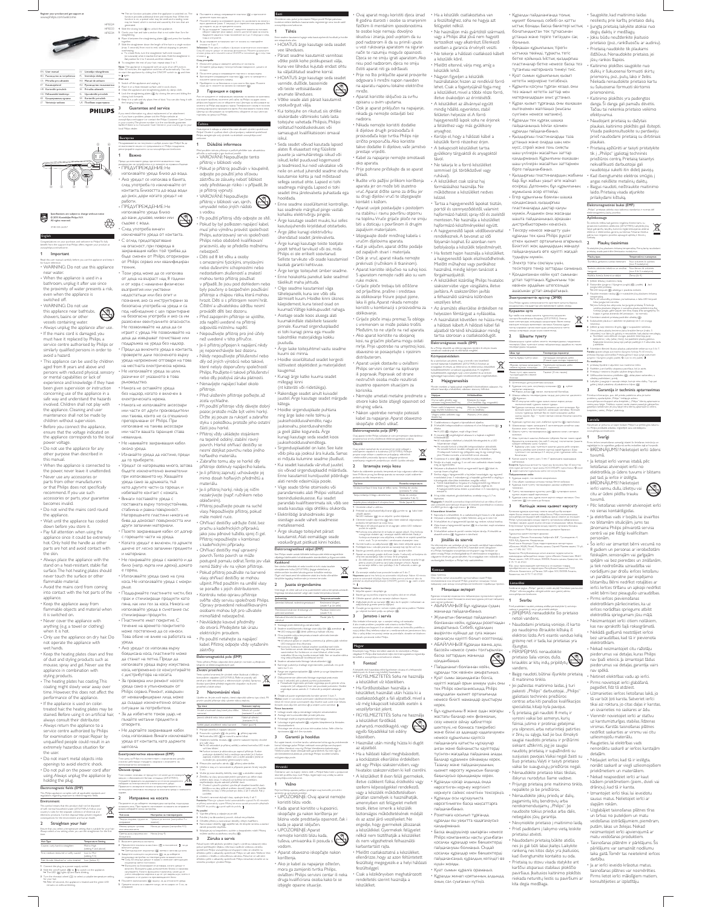Register your product and get support at
www.philips.com/welcome

HP8324
HP8333
HP8334

| | | | |
|---|---|---|---|
| EN | User manual | LV | Lietotāja rokasgrāmata |
| BG | Ръководство на потребителя | PL | Instrukcja obsługi |
| CS | Příručka pro uživatele | RO | Manual de utilizare |
| ET | Kasutusjuhend | RU | Руководство пользователя |
| HR | Korisnički priručnik | SK | Príručka užívateľa |
| HU | Felhasználói kézikönyv | SL | Uporabniški priročnik |
| KK | Қолданушы нұсқасы | SR | Korisnički priručnik |
| LT | Vartotojo vadovas | UK | Посібник користувача |

Specifications are subject to change without notice
© 2015 Koninklijke Philips N.V.
All rights reserved.

## English

Congratulations on your purchase, and welcome to Philips! To fully benefit from the support that Philips offers, register your product at www.philips.com/welcome.

### 1 Important

Read this user manual carefully before you use the appliance and keep it for future reference.

- WARNING: Do not use this appliance near water.
- When the appliance is used in a bathroom, unplug it after use since the proximity of water presents a risk, even when the appliance is switched off.
- WARNING: Do not use this appliance near bathtubs, showers, basins or other vessels containing water.
- Always unplug the appliance after use.
- If the mains cord is damaged, you must have it replaced by Philips, a service centre authorized by Philips or similarly qualified persons in order to avoid a hazard.
- This appliance can be used by children aged from 8 years and above and persons with reduced physical, sensory or mental capabilities or lack of experience and knowledge if they have been given supervision or instruction concerning the use of the appliance in a safe way and understand the hazards involved. Children shall not play with the appliance. Cleaning and user maintenance shall not be made by children without supervision.
- Before you connect the appliance, ensure that the voltage indicated on the appliance corresponds to the local power voltage.
- Do not use the appliance for any other purpose than described in this manual.
- When the appliance is connected to the power, never leave it unattended.
- Never use any accessories or parts from other manufacturers or that Philips does not specifically recommend. If you use such accessories or parts, your guarantee becomes invalid.
- Do not wind the mains cord round the appliance.
- Wait until the appliance has cooled down before you store it.
- Pay full attention when using the appliance since it could be extremely hot. Only hold the handle as other parts are hot and avoid contact with the skin.
- Always place the appliance with the stand on a heat-resistant, stable flat surface. The hot heating plates should never touch the surface or other flammable material.
- Avoid the mains cord from coming into contact with the hot parts of the appliance.
- Keep the appliance away from flammable objects and material when it is switched on.
- Never cover the appliance with anything (e.g. a towel or clothing) when it is hot.
- Only use the appliance on dry hair. Do not operate the appliance with wet hands.
- Keep the heating plates clean and free of dust and styling products such as mousse, spray and gel. Never use the appliance in combination with styling products.
- The heating plates has coating. This coating might slowly wear away over time. However, this does not affect the performance of the appliance.
- If the appliance is used on color-treated hair, the heating plates may be stained. Before using it on artificial hair, always consult their distributor.
- Always return the appliance to a service centre authorized by Philips for examination or repair. Repair by unqualified people could result in an extremely hazardous situation for the user.
- Do not insert metal objects into openings to avoid electric shock.
- Do not pull on the power cord after using. Always unplug the appliance by holding the plug.

#### Electromagnetic fields (EMF)

This Philips appliance complies with all applicable standards and regulations regarding exposure to electromagnetic fields.

#### Environment

This symbol means that this product shall not be disposed of with normal household waste (2012/19/EU). Follow your country's rules for the separate collection of electrical and electronic products. Correct disposal helps prevent negative consequences for the environment and human health.

### 2 Straighten your hair

Ensure that you select a temperature setting that is suitable for your hair. Always select a low setting when you use the straightener for the first time.

| Hair Type | Temperature Setting |
|---|---|
| Coarse, curly, hard-to-straighten | Medium to high (setting 4 and above) |
| Fine, medium, naturally or softly waved | Low to medium (setting 4-5) |
| Light blonde, bleached or color-treated | Low (below setting 4) |

1. Connect the plug to a power supply socket.
2. Slide the on/off switch to ▮ to switch on the appliance.
   » The LED lights up and starts blinking.
3. Turn the thermo wheel to select a suitable temperature setting for your hair.
   » After 60 seconds, the appliance is heated and the green LED remains on without blinking.
   - The ionic function activates when the appliance is switched on. The function provides additional shine and reduces frizz. When the function is on, a special odor may be smell and a sizzling noise may be heard, which is normal and caused by the ions that are generated.
4. Slide the closing lock to unlock the appliance.
5. Comb your hair and take a section that is no wider than 5cm for straightening.
6. Place it between the straightening plates and press the handles together.
7. Slide the straightener down the length of the hair in a single motion (max. 5 seconds) from root to end, without stopping to prevent overheating.
   - To create flicks, turn the straightener half a turn inwards (or outwards), when it reaches the hair ends. Hold the straightener in this position for 2 to 3 seconds and then release it.
8. To straighten the rest of your hair, repeat steps 5 to 7.

Note: The appliance is equipped with an auto shut-off function. After 60 minutes, the appliance switches off automatically. You can re-start the appliance by sliding the ON/OFF switch to ○ and then to ▮ again.

#### After use:

1. Switch off the appliance and unplug it.
2. Place it on a heat-resistant surface until it cools down.
3. Clean the appliance and straightening plates by damp cloth.
4. Lock the straightening plates by closing the arms and sliding the closing lock forwards.
5. Keep it in a safe and dry place, free of dust. You can also hang it with the hanging loop.

### 3 Guarantee and service

If you need information e.g. about replacement of an attachment or if you have a problem, please visit the Philips website at www.philips.com/support or contact the Philips Customer Care Center in your country (the phone number is in the worldwide guarantee leaflet). If there is no Customer Care Center in your country, go to your local Philips dealer.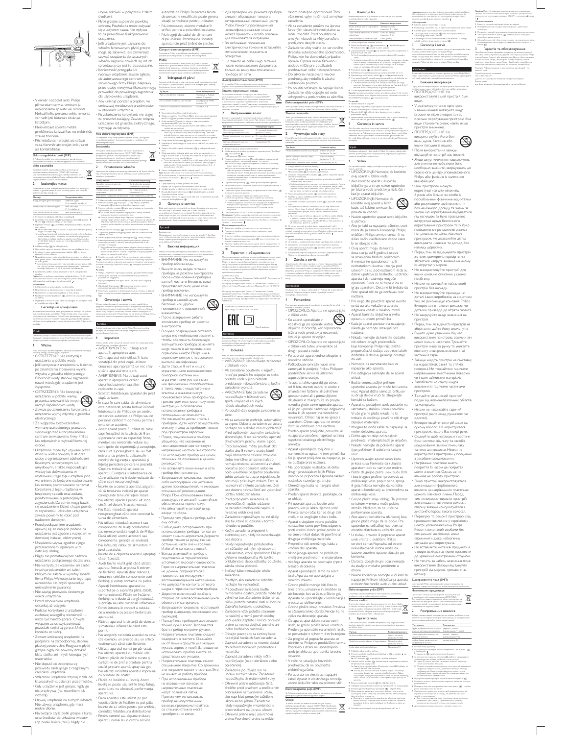- Vienmēr nododiet ierīci Philips pilnvarotam servisa centram, ja nepieciešama apkope vai remonts. Nekvalificētu personu veikts remonts var radīt ļoti bīstamas situācijas lietotājam.
- Neievietojiet atverēs metāla priekšmetus lai izvairītos no elektriskās strāvas trieciena.
- Pēc lietošanas neraujiet aiz strāvas vada. Vienmēr atvienojiet ierīci, turot aiz kontaktdakšas.

## Polski

### 1 Ważne

- OSTRZEŻENIE: Nie używaj urządzenia w pobliżu wody.
- Jeśli korzystasz z urządzenia w łazience, po zakończeniu stosowania wyjmij wtyczkę z gniazdka elektrycznego. Obecność wody stanowi zagrożenie nawet wtedy, gdy urządzenie jest wyłączone.
- OSTRZEŻENIE: Nie korzystaj z urządzenia w pobliżu wanny, prysznica, umywalki lub innych naczyń napełnionych wodą.
- Zawsze po zakończeniu korzystania z urządzenia wyjmij wtyczkę z gniazdka elektrycznego.
- Ze względów bezpieczeństwa wymianę uszkodzonego przewodu sieciowego zleć autoryzowanemu centrum serwisowemu firmy Philips lub odpowiednio wykwalifikowanej osobie.
- Urządzenie może być używane przez dzieci w wieku powyżej 8 lat oraz osoby z ograniczonymi zdolnościami fizycznymi, sensorycznymi lub umysłowymi, a także nieposiadające wiedzy lub doświadczenia w używaniu tego typu urządzeń, pod warunkiem, że będą one nadzorowane lub zostaną poinstruowane na temat korzystania z tego urządzenia w bezpieczny sposób oraz zostaną poinformowane o potencjalnych zagrożeniach. Dzieci nie mogą bawić się urządzeniem. Dzieci bez nadzoru nie powinny wykonywać czynności związanych z czyszczeniem i obsługą urządzenia.
- Przed podłączeniem urządzenia upewnij się, że napięcie podane na urządzeniu jest zgodne z napięciem w domowej instalacji elektrycznej.
- Urządzenia używaj zgodnie z jego przeznaczeniem, opisanym w tej instrukcji obsługi.
- Nigdy nie pozostawiaj bez nadzoru urządzenia podłączonego do zasilania.
- Nie korzystaj z akcesoriów ani części innych producentów ani takich, których nie zaleca w wyraźny sposób firma Philips. Wykorzystanie tego typu akcesoriów lub części spowoduje unieważnienie gwarancji.
- Nie zawijaj przewodu sieciowego wokół urządzenia.
- Przed schowaniem urządzenia odczekaj, aż ostygnie.
- Podczas korzystania z urządzenia zachowaj szczególną ostrożność — może być bardzo gorące. Chwytaj wyłącznie za uchwyt, ponieważ pozostałe części są gorące. Unikaj kontaktu ze skórą.
- Zawsze umieszczaj urządzenie na podpórce na żaroodpornej, stabilnej, płaskiej powierzchni. Rozgrzane płytki grzejne nigdy nie powinny dotykać blatu stołu ani innych łatwopalnych materiałów.
- Nie dopuść do zetknięcia się przewodu zasilającego z rozgrzanymi częściami urządzenia.
- Włączone urządzenie trzymaj z dala od łatwopalnych substancji i przedmiotów.
- Gdy urządzenie jest gorące, nigdy go nie przykrywaj (np. ręcznikiem lub odzieżą).
- Używaj urządzenia na suchych włosach. Nie używaj urządzenia, gdy masz mokre dłonie.
- Na bieżąco czyść płytki grzejne z kurzu oraz środków do układania włosów (np. pianki, lakieru, żelu). Nigdy nie używaj lokówki w połączeniu z takimi środkami.
- Płytki grzejne są pokryte powłoką ochronną. Powłoka ta może zużywać się z upływem czasu. Nie wpływa to na prawidłowe funkcjonowanie urządzenia.
- Jeśli urządzenie jest używane do włosów farbowanych, płytki grzejne mogą się zabarwić. Jeśli zamierzasz używać urządzenia do sztucznych włosów, najpierw dowiedz się od ich sprzedawcy, czy jest to dopuszczalne.
- Konieczność przeglądu lub naprawy urządzenia zawsze zgłaszaj do autoryzowanego centrum serwisowego firmy Philips. Naprawy przez osoby niewykwalifikowane mogą prowadzić do poważnego zagrożenia dla użytkownika urządzenia.
- Aby uniknąć porażenia prądem, nie umieszczaj metalowych przedmiotów w otworach urządzenia.
- Po zakończeniu korzystania nie ciągnij za przewód zasilający. Zawsze odłączaj urządzenie od gniazdka elektrycznego, trzymając za wtyczkę.

## Română

### 1 Important

- AVERTISMENT: Nu utilizaţi acest aparat în apropierea apei.
- Când aparatul este utilizat în baie, scoateţi-l din priză după utilizare deoarece apa reprezintă un risc chiar şi când aparatul este oprit.
- AVERTISMENT: Nu utilizaţi acest aparat în apropierea căzilor, duşurilor, bazinelor sau altor recipiente cu apă.
- Scoateţi întotdeauna aparatul din priză după utilizare.
- În cazul în care cablul de alimentare este deteriorat, acesta trebuie înlocuit întotdeauna de Philips, de un centru de service autorizat de Philips sau de personal calificat în domeniu, pentru a evita orice accident.
- Acest aparat poate fi utilizat de către copii începând de la vârsta de 8 ani şi persoane care au capacităţi fizice, mentale sau senzoriale reduse sau sunt lipsite de experienţă şi cunoştinţe, dacă sunt supravegheate sau au fost instruite cu privire la utilizarea în condiţii de siguranţă a aparatului şi înţeleg pericolele pe care le prezintă. Copiii nu trebuie să se joace cu aparatul. Curăţarea şi întreţinerea de către utilizator nu trebuie realizate de către copii nesupravegheaţi.
- Înainte de a conecta aparatul, asiguraţi-vă că tensiunea indicată pe aparat corespunde tensiunii reţelei locale.
- Nu utilizaţi aparatul pentru un scop decât cel descris în acest manual.
- Nu lăsaţi niciodată aparatul nesupravegheat când este conectat la sursa de alimentare.
- Nu utilizaţi niciodată accesorii sau componente de la alţi producători sau nerecomandate explicit de Philips. Dacă utilizaţi aceste accesorii sau componente, garanţia se anulează.
- Nu înfăşuraţi cablul de alimentare în jurul aparatului.
- Înainte de a depozita aparatul, aşteptaţi să se răcească.
- Aveţi foarte multă grijă când utilizaţi aparatul întrucât ar putea fi extrem de fierbinte. Apucaţi doar mânerul, deoarece celelalte componente sunt fierbinţi, şi evitaţi contactul cu pielea.
- Aşezaţi întotdeauna aparatul cu suportul pe o suprafaţă plată, stabilă, termorezistentă. Plăcile de încălzire fierbinţi nu trebuie să atingă niciodată suprafaţa sau alte materiale inflamabile.
- Evitaţi intrarea în contact a cablului de alimentare cu piesele fierbinţi ale aparatului.
- Păstraţi aparatul la distanţă de obiecte şi materiale inflamabile când este pornit.
- Nu acoperiţi niciodată aparatul cu ceva (de exemplu un prosop sau un articol vestimentar) când este fierbinte.
- Utilizaţi aparatul numai pe păr uscat. Nu utilizaţi aparatul cu mâinile ude.
- Păstraţi plăcile de încălzire curate şi curăţaţi-le de praf şi produse pentru coafat precum spuma, spray sau gel. Nu utilizaţi niciodată aparatul împreună cu produse de coafat.
- Plăcile de încălzire au înveliş. Acest înveliş se poate uza lent în timp. Totuşi, acest lucru nu afectează performanţa aparatului.
- Dacă aparatul este utilizat pe păr vopsit, plăcile de încălzire se pot păta. Înainte de a-l utiliza pentru păr artificial, consultaţi întotdeauna distribuitorul.
- Pentru control sau depanare duceţi aparatul numai la un centru service autorizat de Philips. Repararea făcută de persoane necalificate poate genera situaţii periculoase pentru utilizator.
- Nu introduceţi obiecte metalice în orificii, pentru a evita electrocutarea.
- Nu trageţi de cablul de alimentare după utilizare. Întotdeauna scoateţi aparatul din priză ţinând de ştecher.

## Русский

### 1 Важная информация

- ВНИМАНИЕ! Не используйте прибор вблизи воды.
- Выньте вилку шнура питания прибора из розетки электросети после использования прибора в ванной комнате. Близость воды представляет риск, даже если прибор выключен.
- ВНИМАНИЕ! Не используйте прибор в ванной, душе, бассейне или других помещениях с повышенной влажностью.
- После завершения работы отключайте прибор от розетки электросети.
- В случае повреждения сетевого шнура его необходимо заменить. Чтобы обеспечить безопасную эксплуатацию прибора, заменяйте шнур только в авторизованном сервисном центре Philips или в сервисном центре с персоналом высокой квалификации.
- Дети старше 8 лет и лица с ограниченными возможностями сенсорной системы или ограниченными умственными или физическими способностями, а также лица с недостаточным опытом и знаниями могут пользоваться этим прибором под присмотром или после получения инструкций о безопасном использовании прибора и потенциальных опасностях. Не позволяйте детям играть с прибором. Дети могут осуществлять очистку и уход за прибором только под присмотром взрослых.
- Перед подключением прибора убедитесь, что указанное на нем напряжение соответствует напряжению местной электросети.
- Не используйте прибор для целей, отличных от описанных в данном руководстве.
- Не оставляйте включенный в сеть прибор без присмотра.
- Запрещается пользоваться какими-либо аксессуарами или деталями других производителей, не имеющих специальной рекомендации Philips. При использовании таких аксессуаров и деталей гарантийные обязательства теряют силу.
- Не обматывайте сетевой шнур вокруг прибора.
- Прежде чем убрать прибор, дайте ему остыть.
- Соблюдайте осторожность при использовании прибора, так как он может сильно нагреваться. Держите прибор только за ручку, так как остальные части очень горячие. Избегайте контакта с кожей.
- Всегда размещайте прибор с подставкой на термостойкой, устойчивой, плоской поверхности. Горячие нагревательные пластины не должны соприкасаться с поверхностью или другими воспламеняющимися материалами.
- Не допускайте контакта сетевого шнура с горячими частями прибора.
- Держите включенный прибор в стороне от легковоспламеняющихся объектов и материалов.
- Запрещается накрывать нагретый прибор (например, полотенцем или одеждой).
- Пользуйтесь прибором для укладки только сухих волос. Запрещается брать прибор мокрыми руками.
- Нагревательные пластины следует содержать в чистоте. Очищайте их от пыли и средств для укладки: муссов, спреев и гелей. Запрещается использовать прибор вместе со средствами для укладки.
- Нагревательные пластины имеют специальное покрытие. Со временем это покрытие может стираться. Это не влияет на работу прибора.
- При использовании прибора на окрашенных волосах на нагревательных пластинах могут появиться пятна. Прежде чем использовать прибор на искусственных волосах, проконсультируйтесь со специалистами в месте приобретения волос.
- Для проверки или ремонта прибора следует обращаться только в авторизованный сервисный центр Philips. Ремонт, произведенный неквалифицированными лицами, может привести к особо опасным для пользователя ситуациям.
- Во избежание поражения электрическим током не вставляйте металлические предметы в отверстия.
- Не тяните за сетевой шнур после использования. Держитесь только за вилку при отключении прибора от сети.

## Slovensky

### 1 Dôležité

- VAROVANIE: Nepoužívajte zariadenie v blízkosti vody.
- Ak zariadenie používate v kúpeľni, po použití ho odpojte zo siete, pretože voda v jeho blízkosti predstavuje nebezpečenstvo, aj keď je zariadenie vypnuté.
- VAROVANIE: Toto zariadenie nepoužívajte v blízkosti vaní, spŕch, umývadiel ani iných nádob obsahujúcich vodu.
- Po použití vždy odpojte zariadenie zo siete.
- Ak sa zariadenie prehreje, automaticky sa vypne. Odpojte zariadenie zo siete a nechajte ho niekoľko minút vychladnúť. Pred opätovným zapnutím zariadenia skontrolujte, či nie sú mriežky vzduchových otvorov upchaté vlasmi, prachom a pod.
- Toto zariadenie môžu používať deti staršie ako 8 rokov a osoby, ktoré majú obmedzené telesné, zmyslové alebo mentálne schopnosti alebo nemajú dostatok skúseností a znalostí, pokiaľ sú pod dozorom alebo im bolo vysvetlené bezpečné používanie tohto zariadenia a za predpokladu, že rozumejú príslušným rizikám. Deti sa nesmú hrať s týmto zariadením. Deti bez dozoru nesmú čistiť ani vykonávať údržbu tohto zariadenia.
- Pred pripojením zariadenia sa presvedčte, či napätie uvádzané na zariadení zodpovedá napätiu v miestnej elektrickej sieti.
- Zariadenie nepoužívajte na iné účely, ako tie, ktoré sú opísané v tomto návode na použitie.
- Keď je zariadenie pripojené k elektrickej sieti, nikdy ho nenechávajte bez dozoru.
- Nikdy nepoužívajte príslušenstvo ani súčiastky od iných výrobcov ani príslušenstvo, ktoré spoločnosť Philips výslovne neodporučila. Ak takéto príslušenstvo alebo súčiastky použijete, záruka stráca platnosť.
- Sieťový kábel neovíjajte okolo zariadenia.
- Predtým, ako zariadenie odložíte, nechajte ho vychladnúť.
- Pri používaní zariadenia buďte mimoriadne opatrní, pretože môže byť veľmi horúce. Zariadenie držte len za rukoväť, pretože ostatné časti sú horúce. Zabráňte kontaktu s pokožkou.
- Zariadenie vždy položte stojanom na stabilný a rovný povrch odolný voči vysokej teplote. Horúce ohrevné platne sa nesmú dotýkať povrchu ani iného horľavého materiálu.
- Dávajte pozor aby sa sieťový kábel nedotýkal horúcich častí zariadenia.
- Zapnuté zariadenie nesmie byť v blízkosti horľavých predmetov a materiálu.
- Zapnuté zariadenie nikdy ničím neprikrývajte (napr. uterákom alebo oblečením).
- Zariadenie používajte len na úpravu suchých vlasov. Zariadenie nepoužívajte, ak máte mokré ruky.
- Ohrevné platne udržiavajte čisté, chráňte pred prachom a prostriedkami určenými na tvarovanie účesu, ako napríklad penovým tužidlom, lakom alebo gélom. Zariadenie nikdy nepoužívajte v kombinácii s prostriedkami na úpravu účesov.
- Ohrevné platne majú povrchovú vrstvu. Povrchová vrstva sa môže časom postupne opotrebovať. Toto však nemá vplyv na činnosť ani výkon zariadenia.
- Ak sa zariadenie použije na úpravu farbených vlasov, ohrevné platne sa môžu zafarbiť. Pred použitím na umelých vlasoch sa vždy poraďte s predajcom daných vlasov.
- Zariadenie vždy odneste do servisného strediska autorizovaného spoločnosťou Philips, kde ho skontrolujú, prípadne opravia. Opravou nekvalifikovanou osobou môže pre používateľa predstavovať veľké nebezpečenstvo.
- Do otvorov nevkladajte kovové predmety aby nedošlo k zásahu elektrickým prúdom.
- Po použití neťahajte za napájací kábel. Zariadenie vždy odpojte od siete uchopením a potiahnutím za zástrčku.

## Slovenščina

### 1 Pomembno

- OPOZORILO: Aparata ne uporabljajte v bližini vode.
- Ko aparat uporabljate v kopalnici, ga po uporabi vedno izključite iz omrežja, ker neposredna bližina vode predstavlja nevarnost, četudi je aparat izklopljen.
- OPOZORILO: Aparata ne uporabljajte v bližini kadi, tušev, umivalnikov ali drugih posod z vodo.
- Po uporabi aparat vedno izklopite iz omrežne vtičnice.
- Poškodovani omrežni kabel sme zamenjati le podjetje Philips, Philipsov pooblaščeni servis ali ustrezno usposobljene osebe.
- Ta aparat lahko uporabljajo otroci od 8. leta starosti naprej in osebe z zmanjšanimi fizičnimi ali psihičnimi sposobnostmi ali s pomanjkljivimi izkušnjami in znanjem, če so prejele navodila glede varne uporabe aparata ali pri tem uporabi nadzorom odgovorne osebe, ki jih opozori na morebitne nevarnosti. Otroci naj se ne igrajo z aparatom. Otroci aparata ne smejo čistiti in vzdrževati brez nadzora.
- Preden aparat priključite, preverite, ali na aparatu označena napetost ustreza napetosti lokalnega električnega omrežja.
- Aparat uporabljajte izključno v namene, ki so opisani v tem priročniku.
- Ko je aparat priključen na napajanje, ga ne puščajte brez nadzora.
- Ne uporabljajte nastavkov ali delov drugih proizvajalcev, ki jih Philips izrecno ne priporoča. Uporaba takšnih nastavkov razveljavi garancijo.
- Omrežnega kabla ne navijajte okoli aparata.
- Preden aparat shranite, počakajte, da se ohladi.
- Pri uporabi aparata bodite zelo pozorni, ker je lahko izjemno vroč. Primite samo ročaj, ker so drugi deli vroči, in se izogibajte stiku s kožo.
- Aparat s stojalom vedno položite na stabilno ravno površino, odporno proti vročini. Vroče grelne plošče se ne smejo nikoli dotakniti površine ali drugega vnetljivega materiala.
- Preprečite stik omrežnega kabla z vročimi deli aparata.
- Vklopljenega aparata ne približujte vnetljivim predmetom in materialom.
- Vročega aparata ne pokrivajte (npr. z brisačo ali oblačili).
- Aparat uporabljajte samo na suhih laseh. Aparata ne uporabljajte z mokrimi rokami.
- Grelne plošče morajo biti čiste in brez prahu in pripomočkov za oblikovanje, kot so pena, pršilo in gel. Aparata ne uporabljajte v kombinaciji s sredstvi za oblikovanje.
- Grelne plošče imajo prevleko. Prevleka se sčasoma lahko obrabi. Vendar to ne vpliva na delovanje aparata.
- Če aparat uporabljate na barvanih laseh, se grelne plošče lahko umažejo. Preden ga uporabite na umetnih laseh, se posvetujte z njihovim distributerjem.
- Za preglede ali popravilo aparat odnesite na Philipsov pooblaščeni servis. Popravilo s strani neusposobljenih oseb je lahko za uporabnika izredno nevarno.
- V reže ne vstavljajte kovinskih predmetov, da ne povzročite električnega udara.
- Po uporabi ne vlecite za napajalni kabel. Aparat iz električnega omrežja vedno izključite tako, da primete vtič.

## Српски

### 1 Važno

- UPOZORENJE: Nemojte da koristite ovaj aparat u blizini vode.
- Ako koristite aparat u kupatilu, isključite ga iz struje nakon upotrebe jer blizina vode predstavlja rizik, čak i kad je aparat isključen.
- UPOZORENJE: Nemojte da koristite ovaj aparat u blizini kada, tuš kabine, umivaonika i posuda sa vodom.
- Nakon upotrebe aparat uvek isključite iz utičnice.
- Ako je kabl za napajanje oštećen, uvek mora da ga zameni kompanija Philips, ovlašćeni Philips servisni centar ili na sličan način kvalifikovane osobe kako bi se izbegao rizik.
- Ovaj aparat mogu da koriste deca starija od 8 godina i osobe sa smanjenim fizičkim, senzornim ili mentalnim sposobnostima, ili nedostatkom iskustva i znanja, pod uslovom da su pod nadzorom ili da su dobile uputstva za bezbednu upotrebu aparata i da razumeju moguće opasnosti. Deca ne bi trebalo da se igraju aparatom. Deca ne bi trebalo da čiste aparat niti da ga održavaju bez nadzora.
- Pre nego što povežete aparat uverite se da oznaka voltaže na aparatu odgovara voltaži u lokalnoj mreži.
- Aparat koristite isključivo u svrhu opisanoj u ovom priručniku.
- Kada je aparat povezan na napajanje, nikada ga nemojte ostavljati bez nadzora.
- Nikada nemojte da koristite dodatke niti delove drugih proizvođača koje kompanija Philips nije izričito preporučila. U slučaju upotrebe takvih dodataka ili delova garancija prestaje da važi.
- Nemojte da namotavate kabl za napajanje oko aparata.
- Pre odlaganja sačekajte da se aparat ohladi.
- Budite veoma pažljivi prilikom upotrebe aparata jer može biti veoma vruć. Aparat držite samo za dršku jer su drugi delovi vrući te izbegavajte kontakt sa kožom.
- Aparat sa postoljem uvek postavite na vatrostalnu, stabilnu i ravnu površinu. Vruće grejne ploče nikada ne bi trebalo da dodiruju površinu niti druge zapaljive materijale.
- Izbegavajte dodir kabla za napajanje sa vrelim delovima aparata.
- Držite aparat dalje od zapaljivih predmeta i materijala kada je uključen.
- Nikada nemojte da pokrivate aparat (npr. peškirom ili odećom) kada je vruć.
- Upotrebljavajte aparat samo kada je kosa suva. Nemojte da rukujete aparatom dok su vam ruke mokre.
- Pazite da grejne ploče budu čiste i bez tragova prašine i proizvoda za oblikovanje kose, poput pene, spreja ili gela. Nikada nemojte da koristite aparat u kombinaciji sa proizvodima za oblikovanje kose.
- Grejne ploče imaju oblogu. Taj premaz se tokom vremena može polako istrošiti. Međutim, to ne utiče na performanse aparata.
- Ako aparat koristite na ofarbanoj kosi, grejne ploče mogu da se oboje. Pre upotrebe na veštačkoj kosi uvek se obratite distributeru veštačke kose.
- U slučaju provere ili popravke aparat uvek vratite u ovlašćeni Philips servisni centar. Popravka od strane nekvalifikovanih osoba može da izazove izuzetno opasne situacije po korisnika.
- Da biste izbegli strujni udar nemojte da stavljate metalne predmete u otvore.
- Nakon korišćenja nemojte vući kabl za napajanje. Prilikom isključivanja aparata iz električne mreže uvek vucite utikač.

## Українська

### 1 Важлива інформація

- ПОПЕРЕДЖЕННЯ. Не використовуйте цей пристрій біля води.
- У разі використання пристрою у ванній кімнаті витягніть штепсель з розетки після використання, оскільки перебування пристрою біля води становить ризик, навіть якщо пристрій вимкнено.
- ПОПЕРЕДЖЕННЯ. Не використовуйте пристрій біля ванн, душів, басейнів або інших посудин із водою.
- Після використання завжди від'єднуйте пристрій від мережі.
- Якщо шнур живлення пошкоджено, для уникнення небезпеки його необхідно замінити, звернувшись до сервісного центру, уповноваженого Philips, або фахівця з належною кваліфікацією.
- Цим пристроєм можуть користуватися діти віком від 8 років або більше чи особи із послабленими фізичними відчуттями або розумовими здібностями, чи без належного досвіду та знань, за умови, що користування відбувається під наглядом, їм було пояснено інструкцію щодо безпечного користування пристроєм та було повідомлено про можливу небезпеку. Не дозволяйте дітям бавитися пристроєм. Не дозволяйте дітям виконувати чищення та догляд без нагляду дорослих.
- Перед тим як під'єднувати пристрій до електромережі, перевірте, чи збігається напруга, вказана на ньому, із напругою у мережі.
- Не використовуйте пристрій для інших цілей, ніж описано у цьому посібнику.
- Ніколи не залишайте під'єднаний пристрій без нагляду.
- Не використовуйте приладдя чи деталі інших виробників, за винятком тих, які рекомендує компанія Philips. Використання такого приладдя чи деталей призведе до втрати гарантії.
- Не намотуйте шнур живлення на пристрій.
- Перед тим як відкласти пристрій на зберігання, дайте йому охолонути.
- Будьте дуже уважними під час використання пристрою, оскільки він може сильно нагрітися. Тримайте пристрій лише за ручку та уникайте контакту зі шкірою, оскільки інші частини є гарячі.
- Завжди кладіть пристрій на підставку на жаростійку, рівну та стійку поверхню. Не торкайте гарячими нагрівальними пластинами поверхні чи інших займистих матеріалів.
- Запобігайте контакту шнура живлення із гарячими частинами пристрою.
- Тримайте увімкнений пристрій подалі від вогненебезпечних об'єктів та матеріалів.
- Ніколи не накривайте гарячий пристрій (наприклад, рушником чи одягом).
- Використовуйте пристрій лише на сухому волоссі. Не користуйтеся пристроєм, якщо у Вас мокрі руки.
- Слідкуйте, щоб нагрівальні пластини були чистими від пилу та засобів моделювання зачіски (пінки, лаку та гелю для волосся). Ніколи не використовуйте пристрій з поєднанні з засобами моделювання.
- Нагрівальні пластини мають покриття. З часом це покриття може зноситися. Однак, це не впливає на роботу пристрою.
- Якщо пристрій використовується для вкладання фарбованого волосся, на нагрівальних пластинах можуть з'явитися плями. Перед тим як використовувати пристрій для вкладання штучного волосся, спершу завжди консультуйтеся з дистриб'ютором такого волосся.
- Перевірку та ремонт пристрою слід проводити виключно у сервісному центрі, уповноваженому Philips. Ремонт, виконаний особами без спеціальної кваліфікації, може спричинити дуже небезпечну ситуацію для користувача.
- Не вставляйте металеві предмети в отвори, оскільки це може призвести до ураження електричним струмом.
- Не тягніть за кабель живлення після використання. Завжди від'єднуйте пристрій від мережі, тримаючи за штекер.